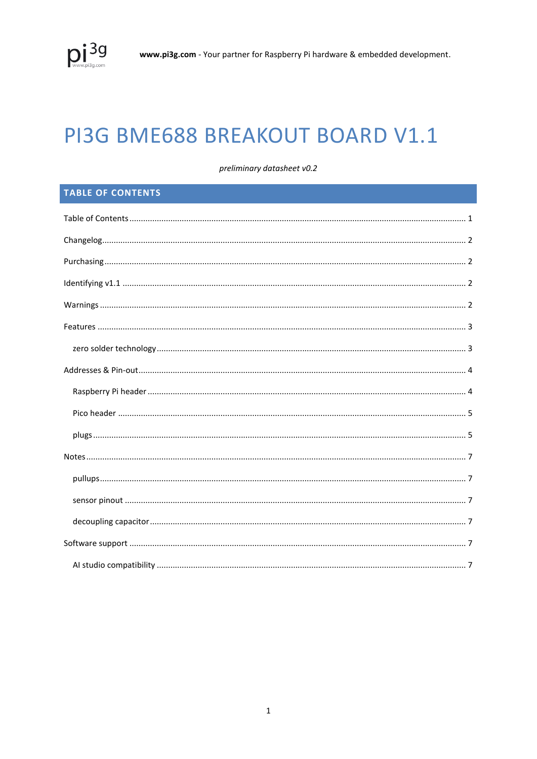# PI3G BME688 BREAKOUT BOARD V1.1

*preliminary datasheet v0.2*

## TABLE OF CONTENTS

- Table of Contents ... 1
- Changelog ... 2
- Purchasing ... 2
- Identifying v1.1 ... 2
- Warnings ... 2
- Features ... 3
  - zero solder technology ... 3
- Addresses & Pin-out ... 4
  - Raspberry Pi header ... 4
  - Pico header ... 5
  - plugs ... 5
- Notes ... 7
  - pullups ... 7
  - sensor pinout ... 7
  - decoupling capacitor ... 7
- Software support ... 7
  - AI studio compatibility ... 7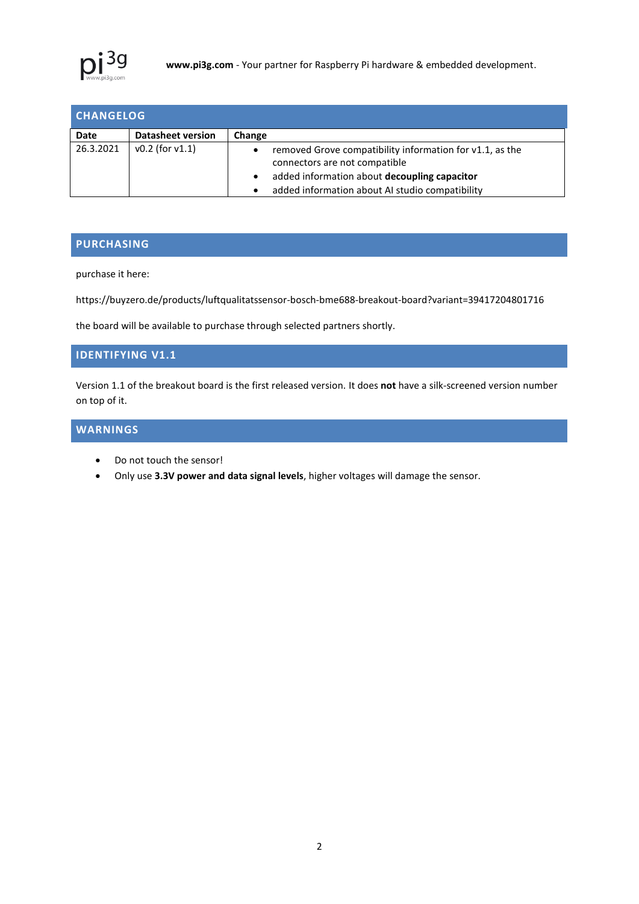## CHANGELOG

| Date | Datasheet version | Change |
|---|---|---|
| 26.3.2021 | v0.2 (for v1.1) | • removed Grove compatibility information for v1.1, as the connectors are not compatible<br>• added information about **decoupling capacitor**<br>• added information about AI studio compatibility |

## PURCHASING

purchase it here:

https://buyzero.de/products/luftqualitatssensor-bosch-bme688-breakout-board?variant=39417204801716

the board will be available to purchase through selected partners shortly.

## IDENTIFYING V1.1

Version 1.1 of the breakout board is the first released version. It does **not** have a silk-screened version number on top of it.

## WARNINGS

- Do not touch the sensor!
- Only use **3.3V power and data signal levels**, higher voltages will damage the sensor.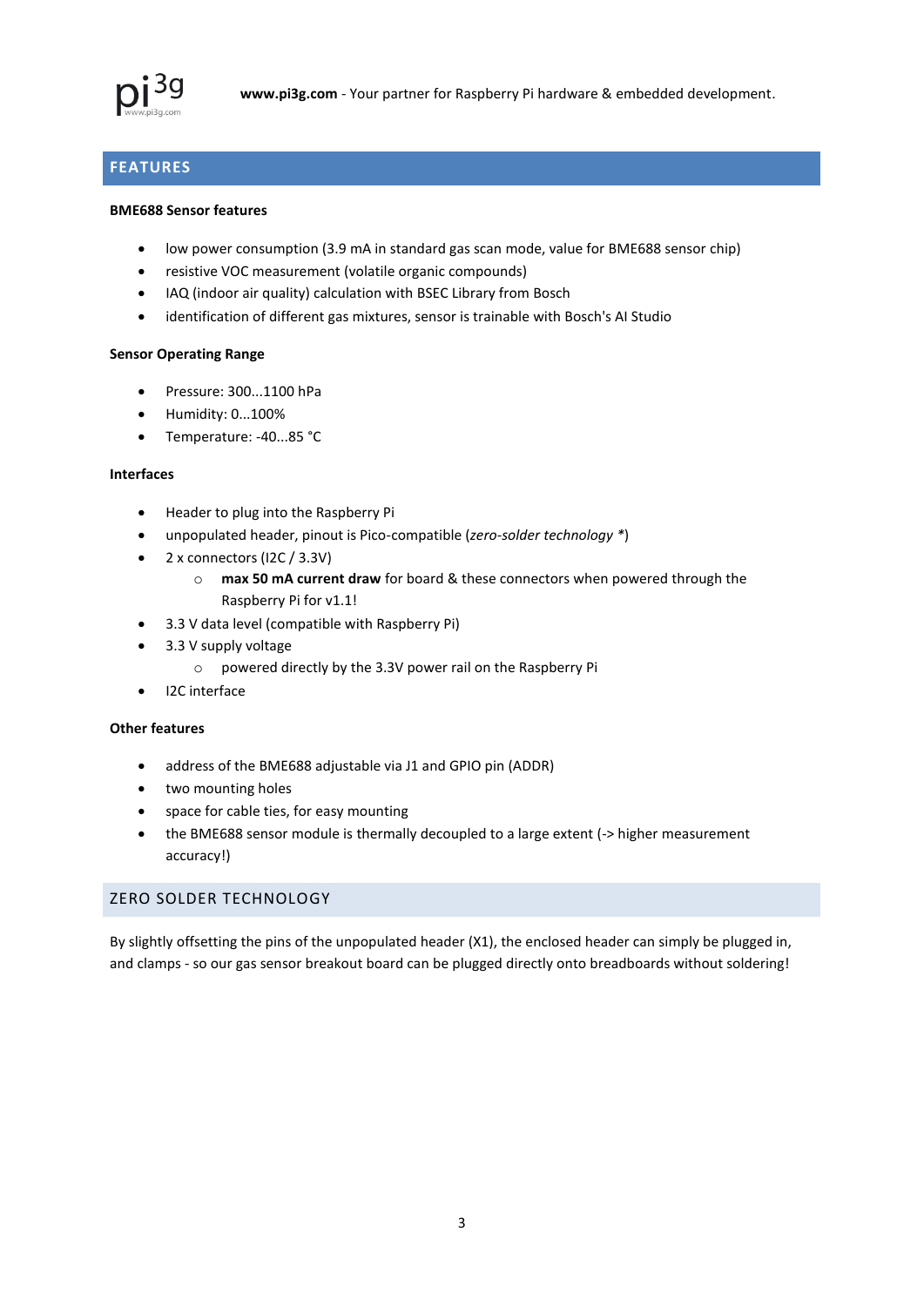## FEATURES

**BME688 Sensor features**

- low power consumption (3.9 mA in standard gas scan mode, value for BME688 sensor chip)
- resistive VOC measurement (volatile organic compounds)
- IAQ (indoor air quality) calculation with BSEC Library from Bosch
- identification of different gas mixtures, sensor is trainable with Bosch's AI Studio

**Sensor Operating Range**

- Pressure: 300...1100 hPa
- Humidity: 0...100%
- Temperature: -40...85 °C

**Interfaces**

- Header to plug into the Raspberry Pi
- unpopulated header, pinout is Pico-compatible (*zero-solder technology* *)
- 2 x connectors (I2C / 3.3V)
  - **max 50 mA current draw** for board & these connectors when powered through the Raspberry Pi for v1.1!
- 3.3 V data level (compatible with Raspberry Pi)
- 3.3 V supply voltage
  - powered directly by the 3.3V power rail on the Raspberry Pi
- I2C interface

**Other features**

- address of the BME688 adjustable via J1 and GPIO pin (ADDR)
- two mounting holes
- space for cable ties, for easy mounting
- the BME688 sensor module is thermally decoupled to a large extent (-> higher measurement accuracy!)

## ZERO SOLDER TECHNOLOGY

By slightly offsetting the pins of the unpopulated header (X1), the enclosed header can simply be plugged in, and clamps - so our gas sensor breakout board can be plugged directly onto breadboards without soldering!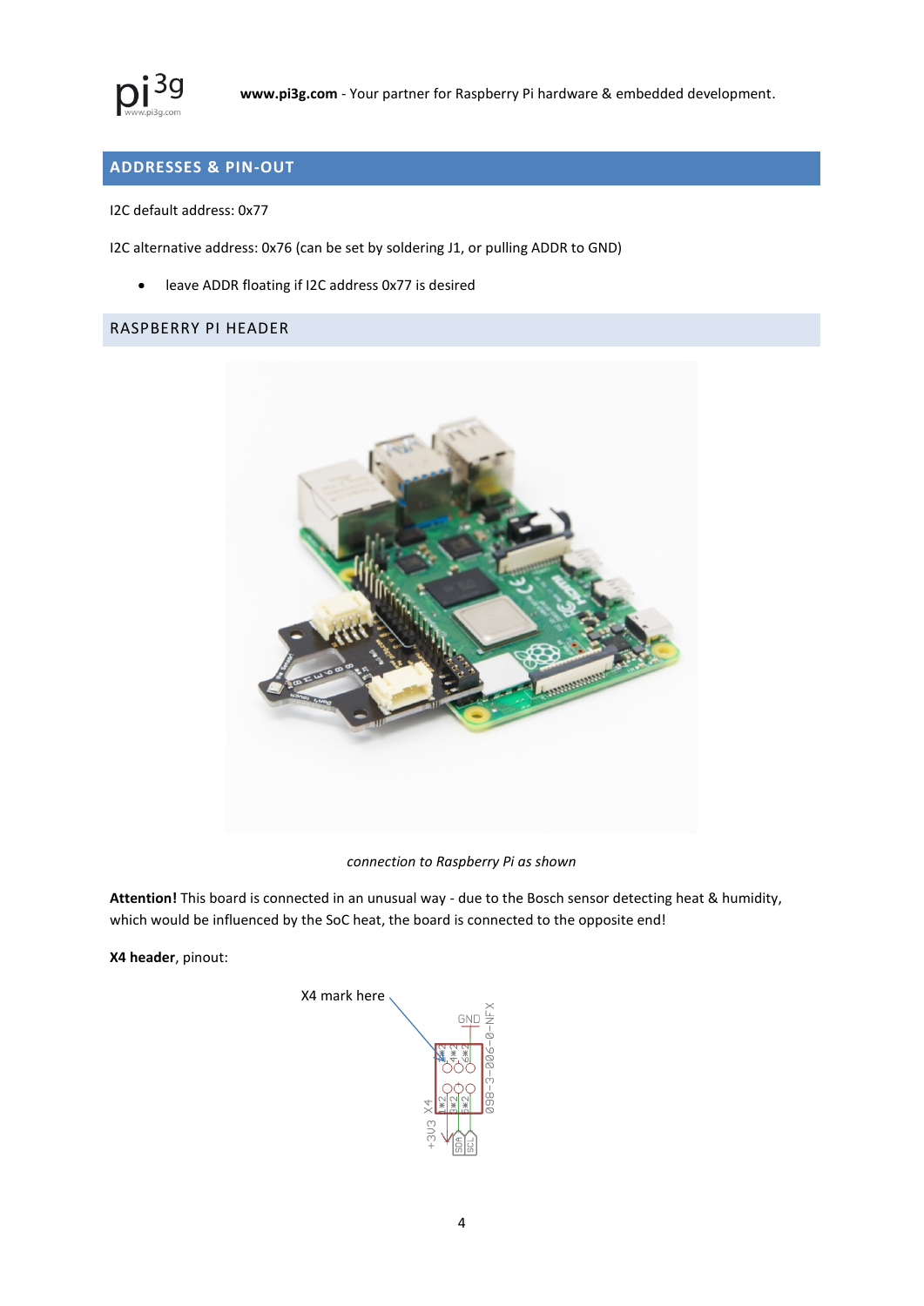## ADDRESSES & PIN-OUT

I2C default address: 0x77

I2C alternative address: 0x76 (can be set by soldering J1, or pulling ADDR to GND)

- leave ADDR floating if I2C address 0x77 is desired

### RASPBERRY PI HEADER

*connection to Raspberry Pi as shown*

**Attention!** This board is connected in an unusual way - due to the Bosch sensor detecting heat & humidity, which would be influenced by the SoC heat, the board is connected to the opposite end!

**X4 header**, pinout:

X4 mark here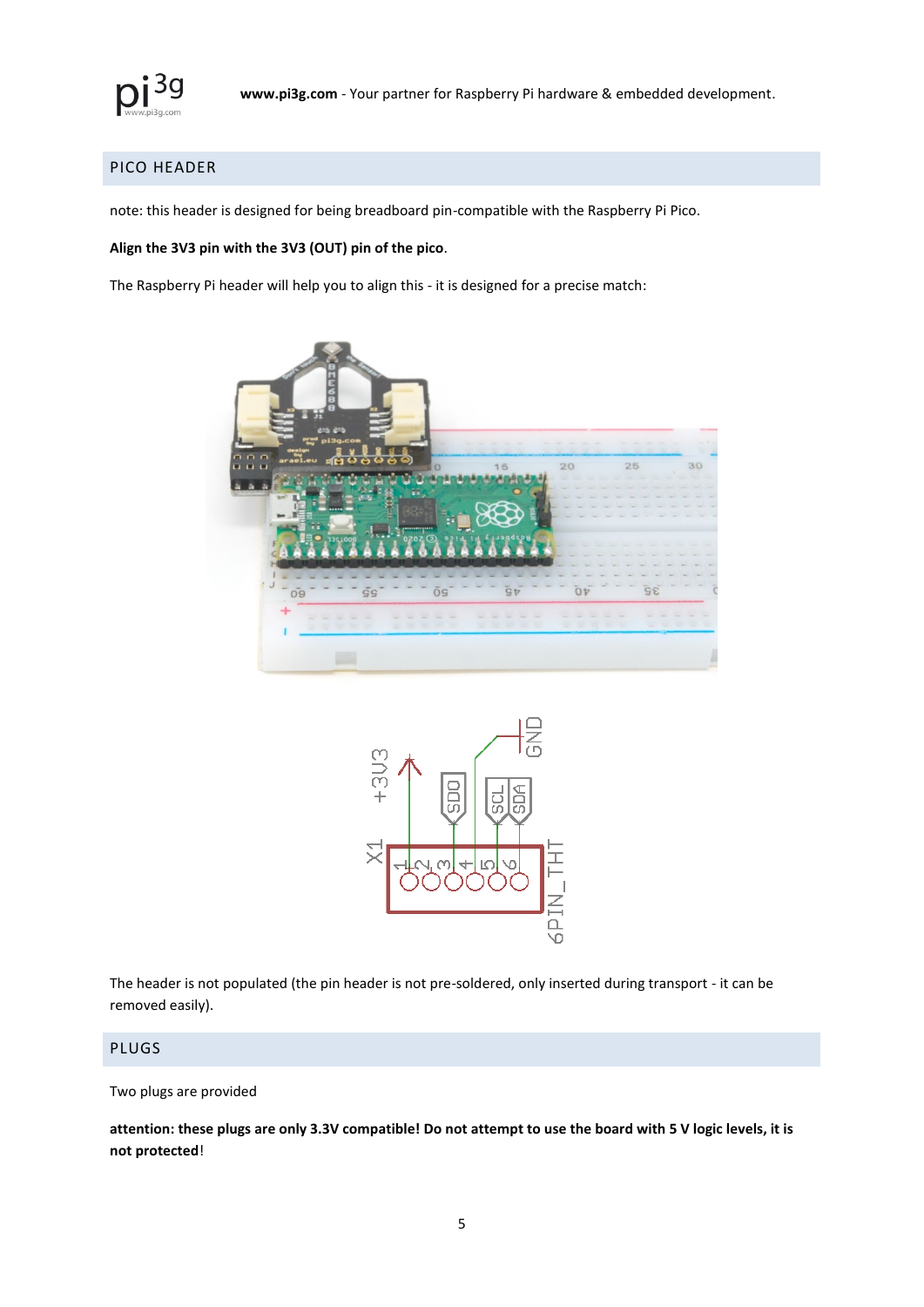## PICO HEADER

note: this header is designed for being breadboard pin-compatible with the Raspberry Pi Pico.

**Align the 3V3 pin with the 3V3 (OUT) pin of the pico**.

The Raspberry Pi header will help you to align this - it is designed for a precise match:

The header is not populated (the pin header is not pre-soldered, only inserted during transport - it can be removed easily).

## PLUGS

Two plugs are provided

**attention: these plugs are only 3.3V compatible! Do not attempt to use the board with 5 V logic levels, it is not protected**!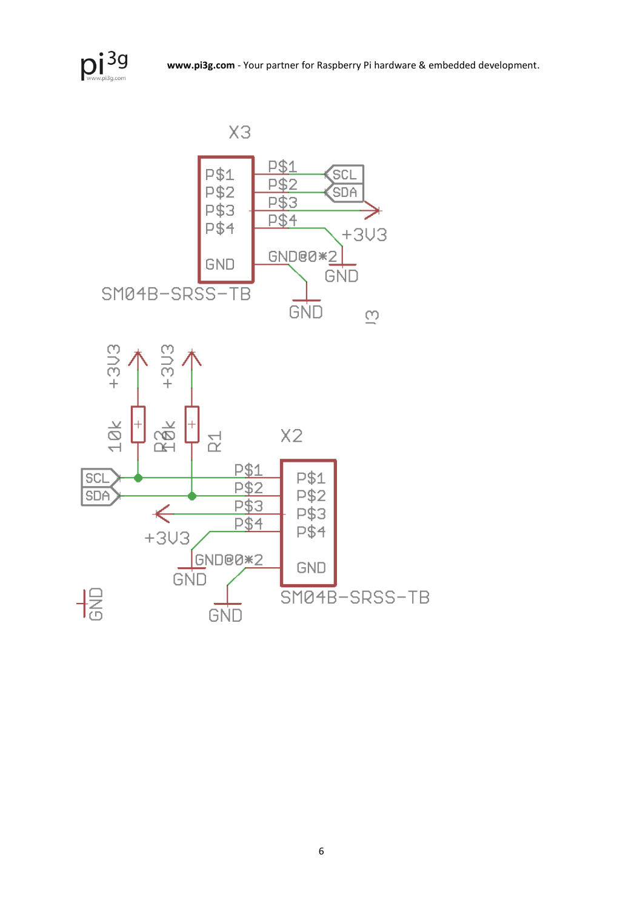X3

| | |
|---|---|
| P$1 | SCL |
| P$2 | SDA |
| P$3 | |
| P$4 | +3V3 |
| GND | GND@0*2 → GND |

SM04B-SRSS-TB

+3V3 +3V3

10k R2 10k R1

X2

| | |
|---|---|
| SCL | P$1 |
| SDA | P$2 |
| | P$3 |
| +3V3 | P$4 |
| GND@0*2 → GND | GND |

SM04B-SRSS-TB

GND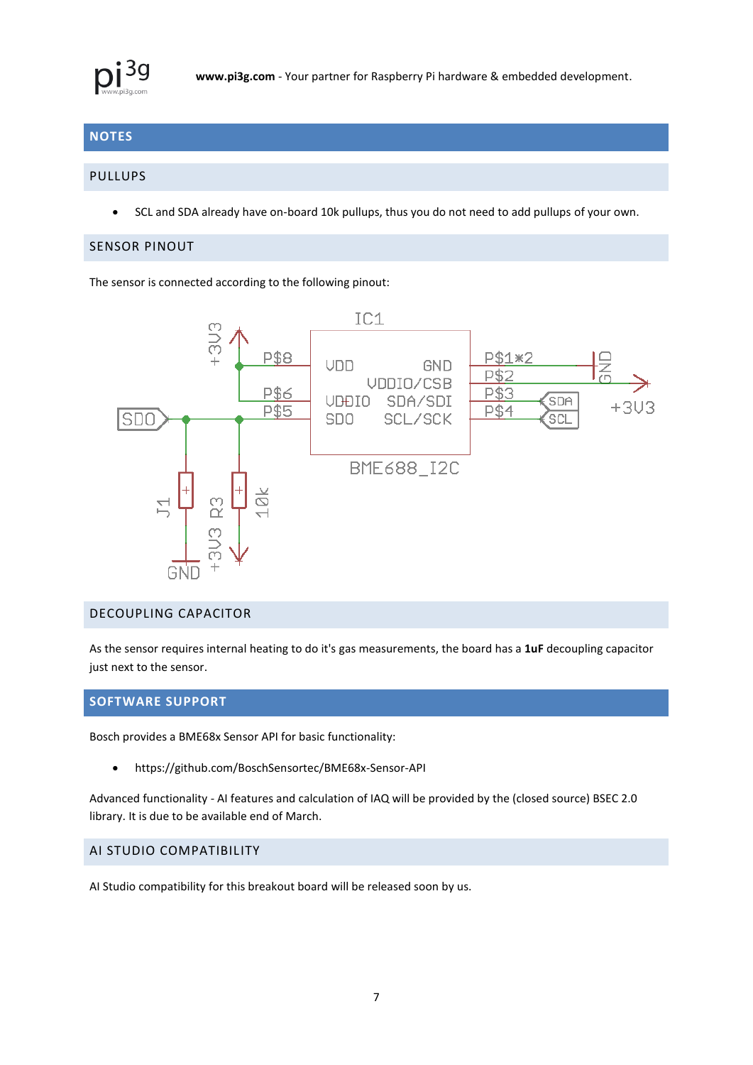## NOTES

### PULLUPS

- SCL and SDA already have on-board 10k pullups, thus you do not need to add pullups of your own.

### SENSOR PINOUT

The sensor is connected according to the following pinout:

IC1

+3V3

P$8 VDD GND P$1*2 GND

P$6 VDDIO/CSB P$2

SDO P$5 VDDIO SDA/SDI P$3 SDA +3V3

SDO SCL/SCK P$4 SCL

BME688_I2C

J1 +3V3 R3 10k

GND +3V3

### DECOUPLING CAPACITOR

As the sensor requires internal heating to do it's gas measurements, the board has a **1uF** decoupling capacitor just next to the sensor.

## SOFTWARE SUPPORT

Bosch provides a BME68x Sensor API for basic functionality:

- https://github.com/BoschSensortec/BME68x-Sensor-API

Advanced functionality - AI features and calculation of IAQ will be provided by the (closed source) BSEC 2.0 library. It is due to be available end of March.

### AI STUDIO COMPATIBILITY

AI Studio compatibility for this breakout board will be released soon by us.